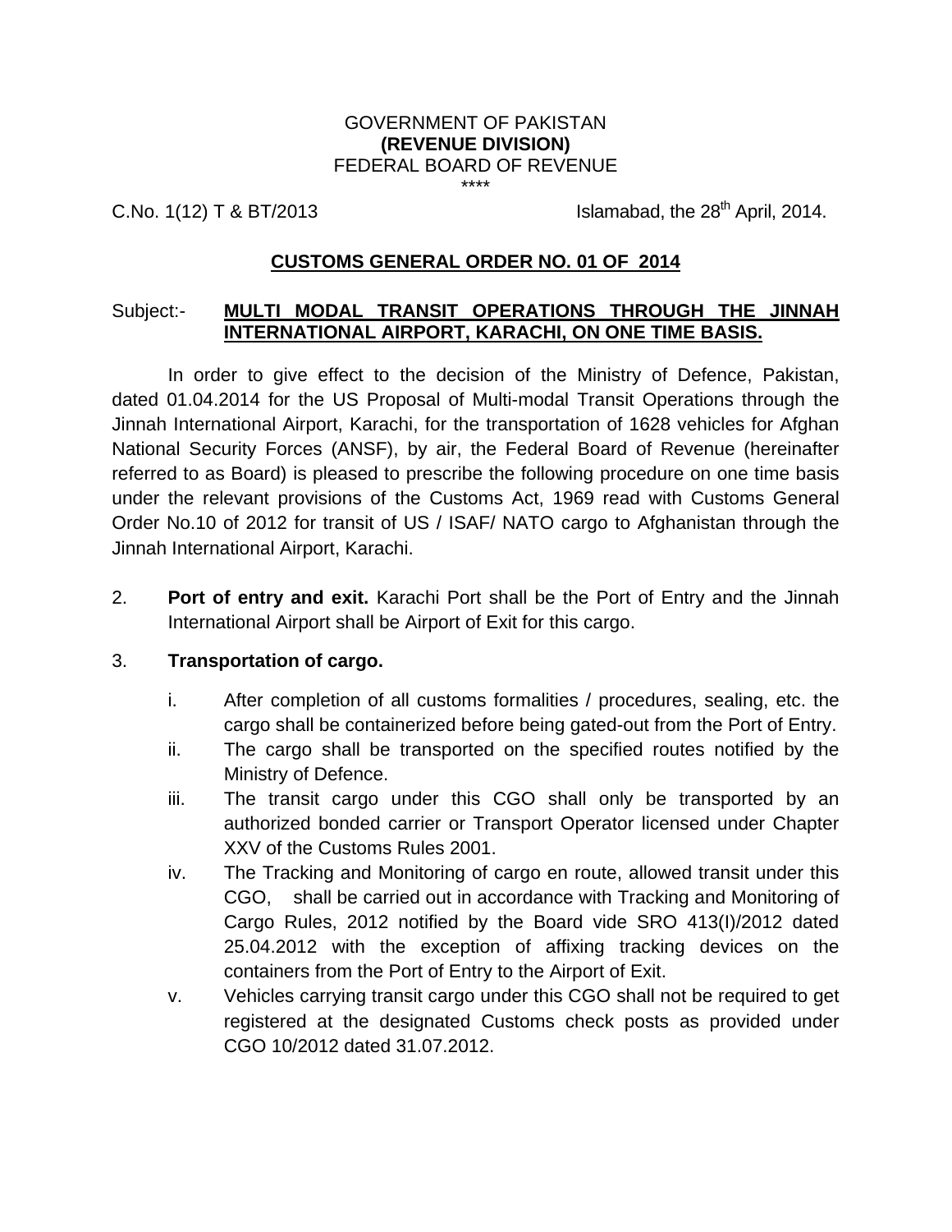GOVERNMENT OF PAKISTAN
**(REVENUE DIVISION)**
FEDERAL BOARD OF REVENUE
\*\*\*\*

C.No. 1(12) T & BT/2013 Islamabad, the 28th April, 2014.

## CUSTOMS GENERAL ORDER NO. 01 OF 2014

Subject:- **MULTI MODAL TRANSIT OPERATIONS THROUGH THE JINNAH INTERNATIONAL AIRPORT, KARACHI, ON ONE TIME BASIS.**

In order to give effect to the decision of the Ministry of Defence, Pakistan, dated 01.04.2014 for the US Proposal of Multi-modal Transit Operations through the Jinnah International Airport, Karachi, for the transportation of 1628 vehicles for Afghan National Security Forces (ANSF), by air, the Federal Board of Revenue (hereinafter referred to as Board) is pleased to prescribe the following procedure on one time basis under the relevant provisions of the Customs Act, 1969 read with Customs General Order No.10 of 2012 for transit of US / ISAF/ NATO cargo to Afghanistan through the Jinnah International Airport, Karachi.

2. **Port of entry and exit.** Karachi Port shall be the Port of Entry and the Jinnah International Airport shall be Airport of Exit for this cargo.

3. **Transportation of cargo.**

   i. After completion of all customs formalities / procedures, sealing, etc. the cargo shall be containerized before being gated-out from the Port of Entry.

   ii. The cargo shall be transported on the specified routes notified by the Ministry of Defence.

   iii. The transit cargo under this CGO shall only be transported by an authorized bonded carrier or Transport Operator licensed under Chapter XXV of the Customs Rules 2001.

   iv. The Tracking and Monitoring of cargo en route, allowed transit under this CGO, shall be carried out in accordance with Tracking and Monitoring of Cargo Rules, 2012 notified by the Board vide SRO 413(I)/2012 dated 25.04.2012 with the exception of affixing tracking devices on the containers from the Port of Entry to the Airport of Exit.

   v. Vehicles carrying transit cargo under this CGO shall not be required to get registered at the designated Customs check posts as provided under CGO 10/2012 dated 31.07.2012.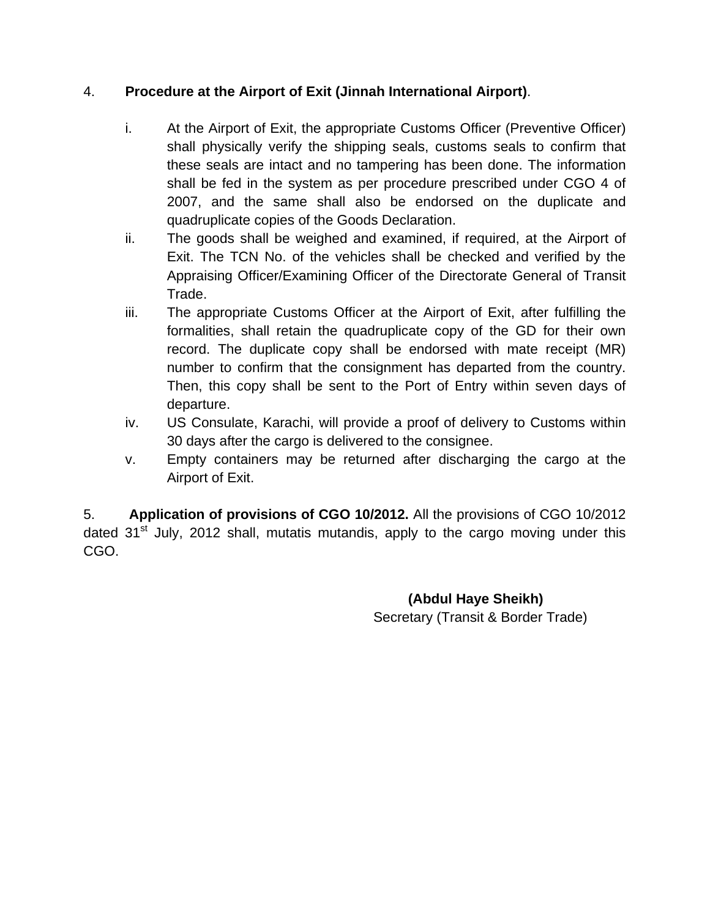4. **Procedure at the Airport of Exit (Jinnah International Airport)**.

   i. At the Airport of Exit, the appropriate Customs Officer (Preventive Officer) shall physically verify the shipping seals, customs seals to confirm that these seals are intact and no tampering has been done. The information shall be fed in the system as per procedure prescribed under CGO 4 of 2007, and the same shall also be endorsed on the duplicate and quadruplicate copies of the Goods Declaration.

   ii. The goods shall be weighed and examined, if required, at the Airport of Exit. The TCN No. of the vehicles shall be checked and verified by the Appraising Officer/Examining Officer of the Directorate General of Transit Trade.

   iii. The appropriate Customs Officer at the Airport of Exit, after fulfilling the formalities, shall retain the quadruplicate copy of the GD for their own record. The duplicate copy shall be endorsed with mate receipt (MR) number to confirm that the consignment has departed from the country. Then, this copy shall be sent to the Port of Entry within seven days of departure.

   iv. US Consulate, Karachi, will provide a proof of delivery to Customs within 30 days after the cargo is delivered to the consignee.

   v. Empty containers may be returned after discharging the cargo at the Airport of Exit.

5. **Application of provisions of CGO 10/2012.** All the provisions of CGO 10/2012 dated 31st July, 2012 shall, mutatis mutandis, apply to the cargo moving under this CGO.

**(Abdul Haye Sheikh)**
Secretary (Transit & Border Trade)